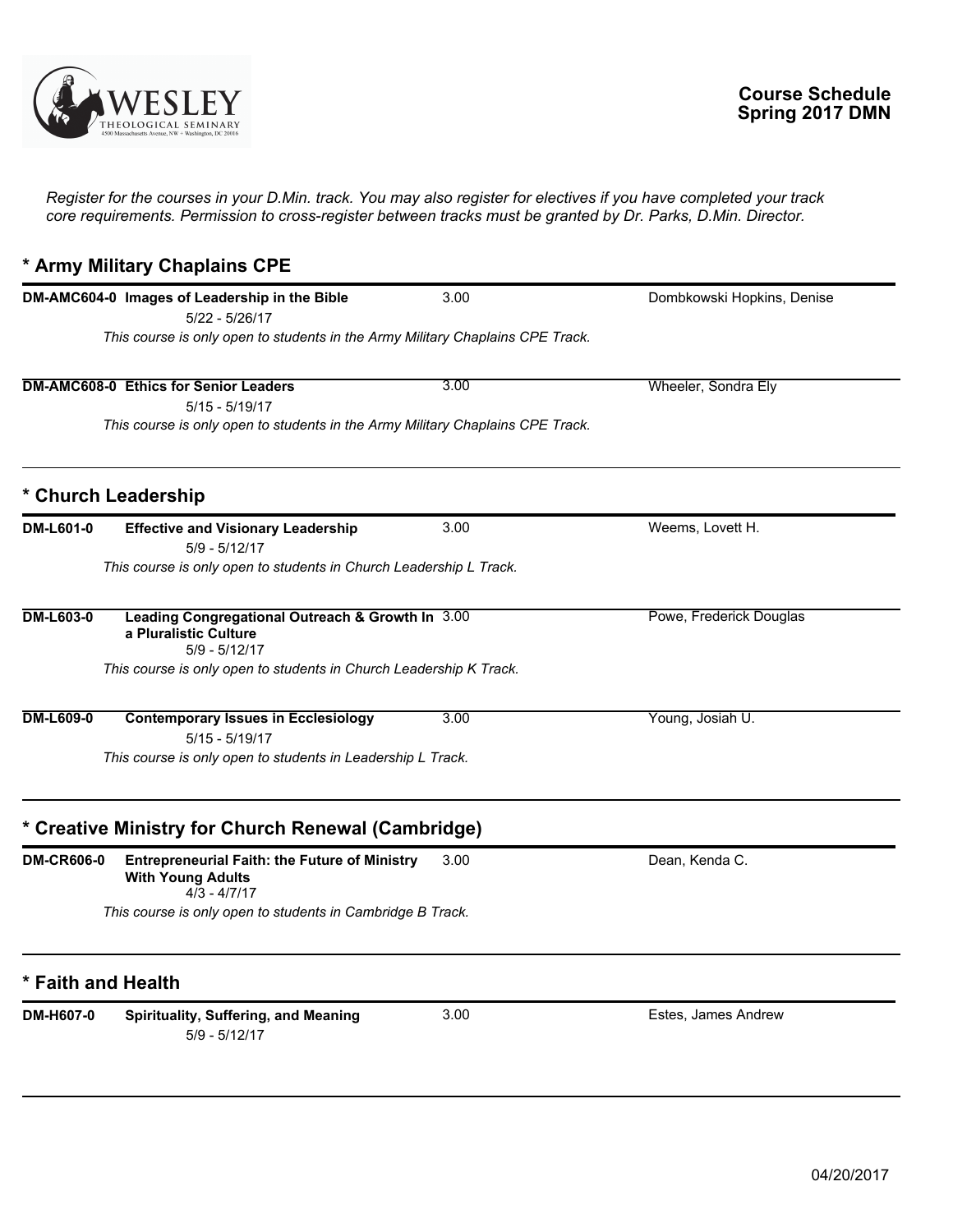# Course Schedule
## Spring 2017 DMN

*Register for the courses in your D.Min. track. You may also register for electives if you have completed your track core requirements. Permission to cross-register between tracks must be granted by Dr. Parks, D.Min. Director.*

## * Army Military Chaplains CPE

**DM-AMC604-0 Images of Leadership in the Bible** — 3.00 — Dombkowski Hopkins, Denise
5/22 - 5/26/17
*This course is only open to students in the Army Military Chaplains CPE Track.*

**DM-AMC608-0 Ethics for Senior Leaders** — 3.00 — Wheeler, Sondra Ely
5/15 - 5/19/17
*This course is only open to students in the Army Military Chaplains CPE Track.*

## * Church Leadership

**DM-L601-0 Effective and Visionary Leadership** — 3.00 — Weems, Lovett H.
5/9 - 5/12/17
*This course is only open to students in Church Leadership L Track.*

**DM-L603-0 Leading Congregational Outreach & Growth In a Pluralistic Culture** — 3.00 — Powe, Frederick Douglas
5/9 - 5/12/17
*This course is only open to students in Church Leadership K Track.*

**DM-L609-0 Contemporary Issues in Ecclesiology** — 3.00 — Young, Josiah U.
5/15 - 5/19/17
*This course is only open to students in Leadership L Track.*

## * Creative Ministry for Church Renewal (Cambridge)

**DM-CR606-0 Entrepreneurial Faith: the Future of Ministry With Young Adults** — 3.00 — Dean, Kenda C.
4/3 - 4/7/17
*This course is only open to students in Cambridge B Track.*

## * Faith and Health

**DM-H607-0 Spirituality, Suffering, and Meaning** — 3.00 — Estes, James Andrew
5/9 - 5/12/17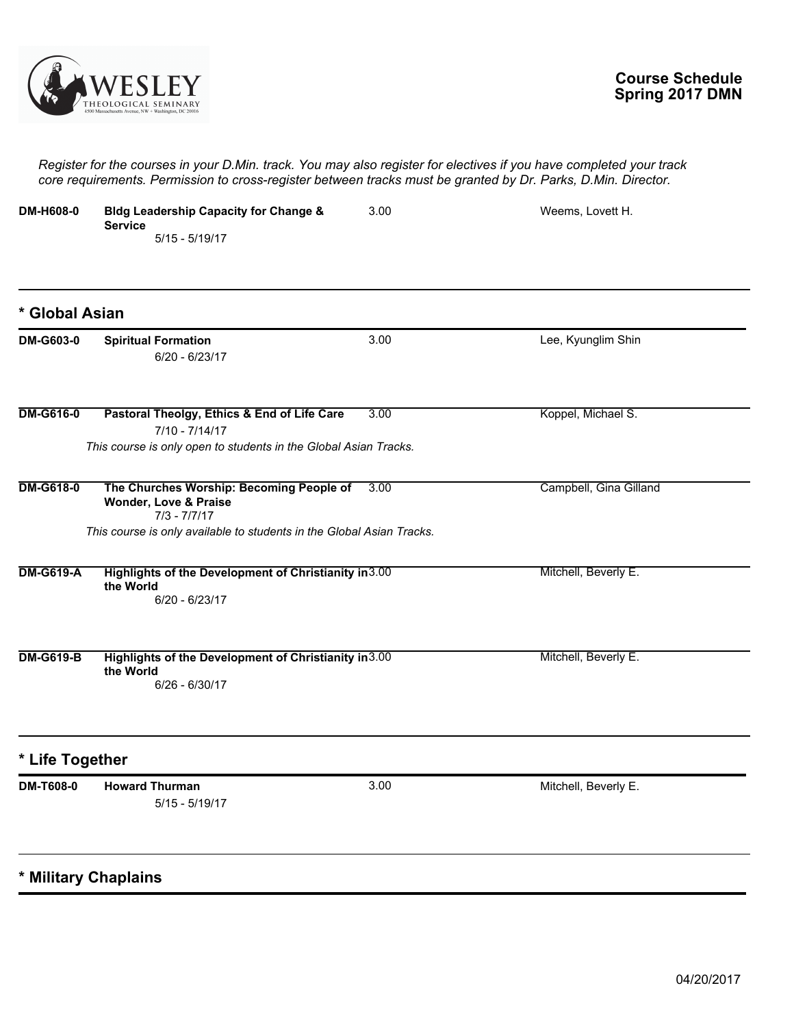# Course Schedule Spring 2017 DMN

*Register for the courses in your D.Min. track. You may also register for electives if you have completed your track core requirements. Permission to cross-register between tracks must be granted by Dr. Parks, D.Min. Director.*

| Course | Title | Credits | Instructor |
|---|---|---|---|
| **DM-H608-0** | **Bldg Leadership Capacity for Change & Service**<br>5/15 - 5/19/17 | 3.00 | Weems, Lovett H. |

## * Global Asian

| Course | Title | Credits | Instructor |
|---|---|---|---|
| **DM-G603-0** | **Spiritual Formation**<br>6/20 - 6/23/17 | 3.00 | Lee, Kyunglim Shin |
| **DM-G616-0** | **Pastoral Theolgy, Ethics & End of Life Care**<br>7/10 - 7/14/17<br>*This course is only open to students in the Global Asian Tracks.* | 3.00 | Koppel, Michael S. |
| **DM-G618-0** | **The Churches Worship: Becoming People of Wonder, Love & Praise**<br>7/3 - 7/7/17<br>*This course is only available to students in the Global Asian Tracks.* | 3.00 | Campbell, Gina Gilland |
| **DM-G619-A** | **Highlights of the Development of Christianity in the World**<br>6/20 - 6/23/17 | 3.00 | Mitchell, Beverly E. |
| **DM-G619-B** | **Highlights of the Development of Christianity in the World**<br>6/26 - 6/30/17 | 3.00 | Mitchell, Beverly E. |

## * Life Together

| Course | Title | Credits | Instructor |
|---|---|---|---|
| **DM-T608-0** | **Howard Thurman**<br>5/15 - 5/19/17 | 3.00 | Mitchell, Beverly E. |

## * Military Chaplains

04/20/2017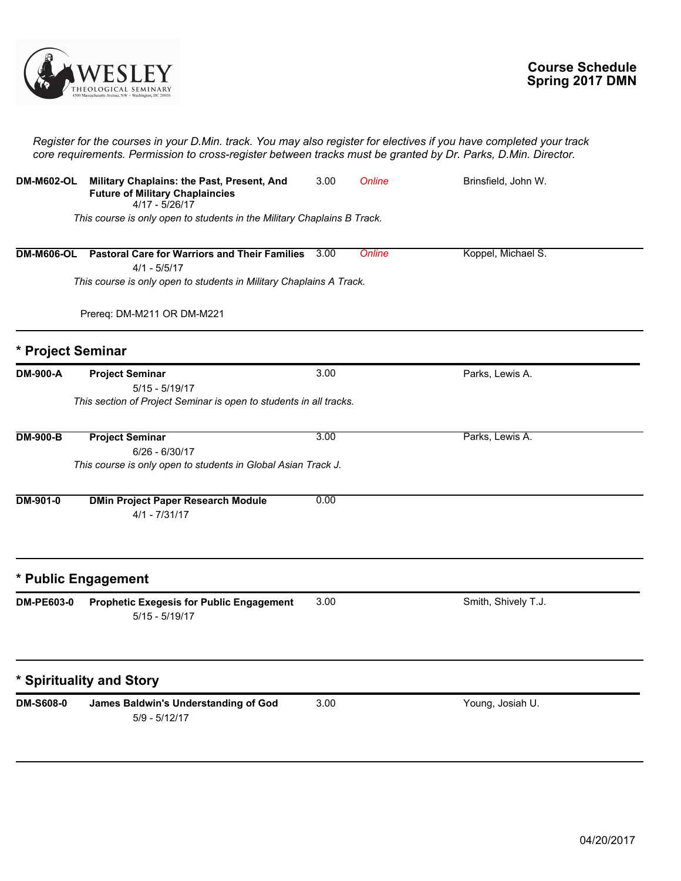# Course Schedule
# Spring 2017 DMN

*Register for the courses in your D.Min. track. You may also register for electives if you have completed your track core requirements. Permission to cross-register between tracks must be granted by Dr. Parks, D.Min. Director.*

| Course | Title | Credits | Mode | Instructor |
|---|---|---|---|---|
| **DM-M602-OL** | **Military Chaplains: the Past, Present, And Future of Military Chaplaincies**<br>4/17 - 5/26/17<br>*This course is only open to students in the Military Chaplains B Track.* | 3.00 | *Online* | Brinsfield, John W. |
| **DM-M606-OL** | **Pastoral Care for Warriors and Their Families**<br>4/1 - 5/5/17<br>*This course is only open to students in Military Chaplains A Track.*<br>Prereq: DM-M211 OR DM-M221 | 3.00 | *Online* | Koppel, Michael S. |

## * Project Seminar

| Course | Title | Credits | Mode | Instructor |
|---|---|---|---|---|
| **DM-900-A** | **Project Seminar**<br>5/15 - 5/19/17<br>*This section of Project Seminar is open to students in all tracks.* | 3.00 | | Parks, Lewis A. |
| **DM-900-B** | **Project Seminar**<br>6/26 - 6/30/17<br>*This course is only open to students in Global Asian Track J.* | 3.00 | | Parks, Lewis A. |
| **DM-901-0** | **DMin Project Paper Research Module**<br>4/1 - 7/31/17 | 0.00 | | |

## * Public Engagement

| Course | Title | Credits | Mode | Instructor |
|---|---|---|---|---|
| **DM-PE603-0** | **Prophetic Exegesis for Public Engagement**<br>5/15 - 5/19/17 | 3.00 | | Smith, Shively T.J. |

## * Spirituality and Story

| Course | Title | Credits | Mode | Instructor |
|---|---|---|---|---|
| **DM-S608-0** | **James Baldwin's Understanding of God**<br>5/9 - 5/12/17 | 3.00 | | Young, Josiah U. |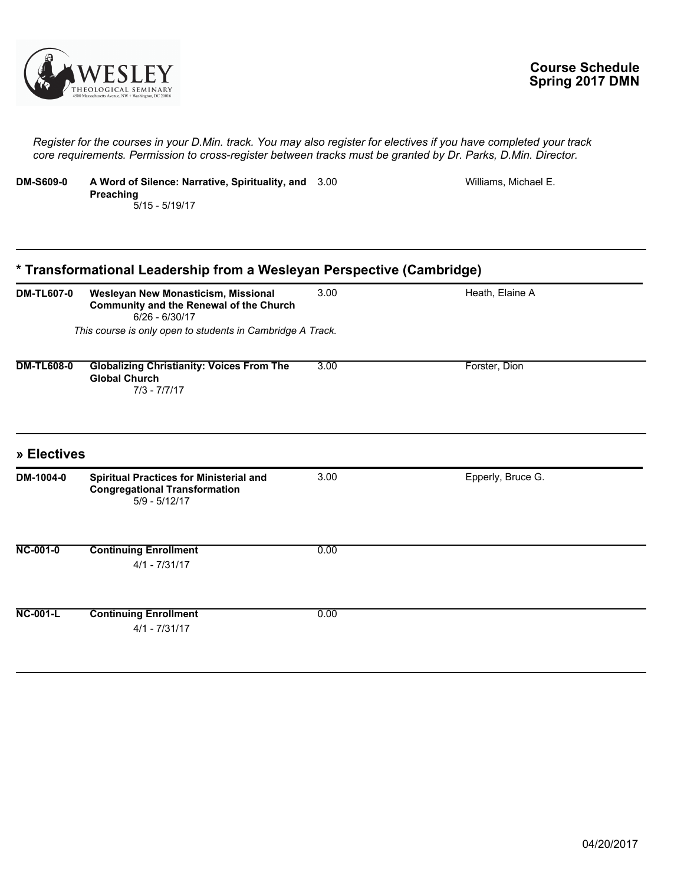# Course Schedule Spring 2017 DMN

*Register for the courses in your D.Min. track. You may also register for electives if you have completed your track core requirements. Permission to cross-register between tracks must be granted by Dr. Parks, D.Min. Director.*

| | | | |
|---|---|---|---|
| **DM-S609-0** | **A Word of Silence: Narrative, Spirituality, and Preaching** 5/15 - 5/19/17 | 3.00 | Williams, Michael E. |

## * Transformational Leadership from a Wesleyan Perspective (Cambridge)

| | | | |
|---|---|---|---|
| **DM-TL607-0** | **Wesleyan New Monasticism, Missional Community and the Renewal of the Church** 6/26 - 6/30/17 *This course is only open to students in Cambridge A Track.* | 3.00 | Heath, Elaine A |
| **DM-TL608-0** | **Globalizing Christianity: Voices From The Global Church** 7/3 - 7/7/17 | 3.00 | Forster, Dion |

## » Electives

| | | | |
|---|---|---|---|
| **DM-1004-0** | **Spiritual Practices for Ministerial and Congregational Transformation** 5/9 - 5/12/17 | 3.00 | Epperly, Bruce G. |
| **NC-001-0** | **Continuing Enrollment** 4/1 - 7/31/17 | 0.00 | |
| **NC-001-L** | **Continuing Enrollment** 4/1 - 7/31/17 | 0.00 | |

04/20/2017